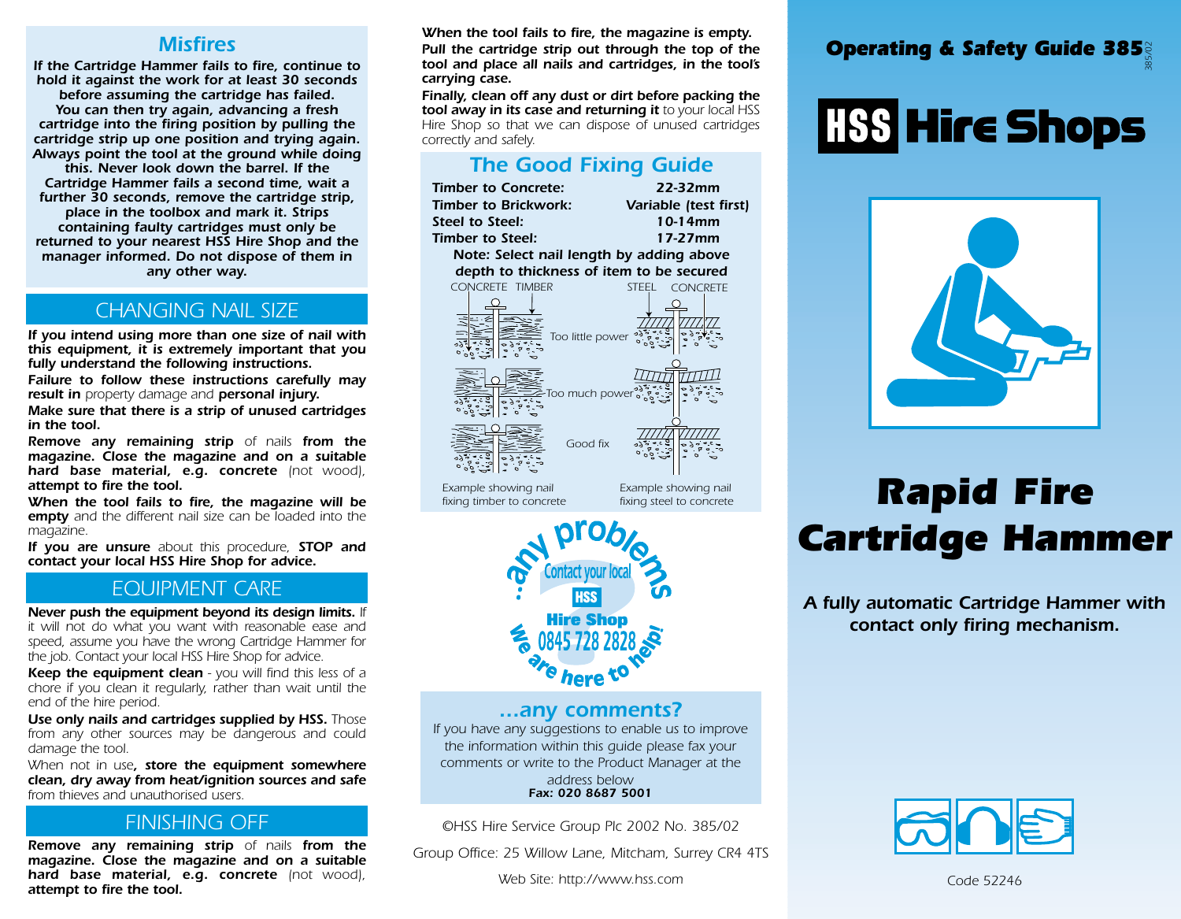## Misfires

**If the Cartridge Hammer fails to fire, continue to hold it against the work for at least 30 seconds before assuming the cartridge has failed. You can then try again, advancing a fresh cartridge into the firing position by pulling the cartridge strip up one position and trying again. Always point the tool at the ground while doing this. Never look down the barrel. If the Cartridge Hammer fails a second time, wait a further 30 seconds, remove the cartridge strip, place in the toolbox and mark it. Strips containing faulty cartridges must only be returned to your nearest HSS Hire Shop and the manager informed. Do not dispose of them in any other way.**

## CHANGING NAIL SIZE

**If you intend using more than one size of nail with this equipment, it is extremely important that you fully understand the following instructions.**

**Failure to follow these instructions carefully may result in** property damage and **personal injury.**

**Make sure that there is a strip of unused cartridges in the tool.**

**Remove any remaining strip** of nails **from the magazine. Close the magazine and on a suitable hard base material, e.g. concrete** (not wood), **attempt to fire the tool.**

**When the tool fails to fire, the magazine will be empty** and the different nail size can be loaded into the magazine.

**If you are unsure** about this procedure, **STOP and contact your local HSS Hire Shop for advice.**

## EQUIPMENT CARE

**Never push the equipment beyond its design limits.** If it will not do what you want with reasonable ease and speed, assume you have the wrong Cartridge Hammer for the job. Contact your local HSS Hire Shop for advice.

**Keep the equipment clean** - you will find this less of a chore if you clean it regularly, rather than wait until the end of the hire period.

**Use only nails and cartridges supplied by HSS.** Those from any other sources may be dangerous and could damage the tool.

When not in use**, store the equipment somewhere clean, dry away from heat/ignition sources and safe** from thieves and unauthorised users.

## FINISHING OFF

**Remove any remaining strip** of nails **from the magazine. Close the magazine and on a suitable hard base material, e.g. concrete** (not wood), **attempt to fire the tool.**

***When the tool fails to fire, the magazine is empty.***

***Pull the cartridge strip out through the top of the tool and place all nails and cartridges, in the tool's carrying case.***

***Finally, clean off any dust or dirt before packing the tool away in its case and returning it*** to your local HSS Hire Shop so that we can dispose of unused cartridges correctly and safely.

## The Good Fixing Guide

| | |
|---|---|
| **Timber to Concrete:** | **22-32mm** |
| **Timber to Brickwork:** | **Variable (test first)** |
| **Steel to Steel:** | **10-14mm** |
| **Timber to Steel:** | **17-27mm** |

**Note: Select nail length by adding above depth to thickness of item to be secured**

CONCRETE TIMBER — STEEL CONCRETE

Too little power

Too much power

Good fix

Example showing nail fixing timber to concrete

Example showing nail fixing steel to concrete

...any problems? Contact your local HSS Hire Shop 0845 728 2828 We are here to help!

## ...any comments?

If you have any suggestions to enable us to improve the information within this guide please fax your comments or write to the Product Manager at the address below

**Fax: 020 8687 5001**

©HSS Hire Service Group Plc 2002 No. 385/02

Group Office: 25 Willow Lane, Mitcham, Surrey CR4 4TS

Web Site: http://www.hss.com

**Operating & Safety Guide 385** 385/02

# HSS Hire Shops

# Rapid Fire Cartridge Hammer

***A fully automatic Cartridge Hammer with contact only firing mechanism.***

Code 52246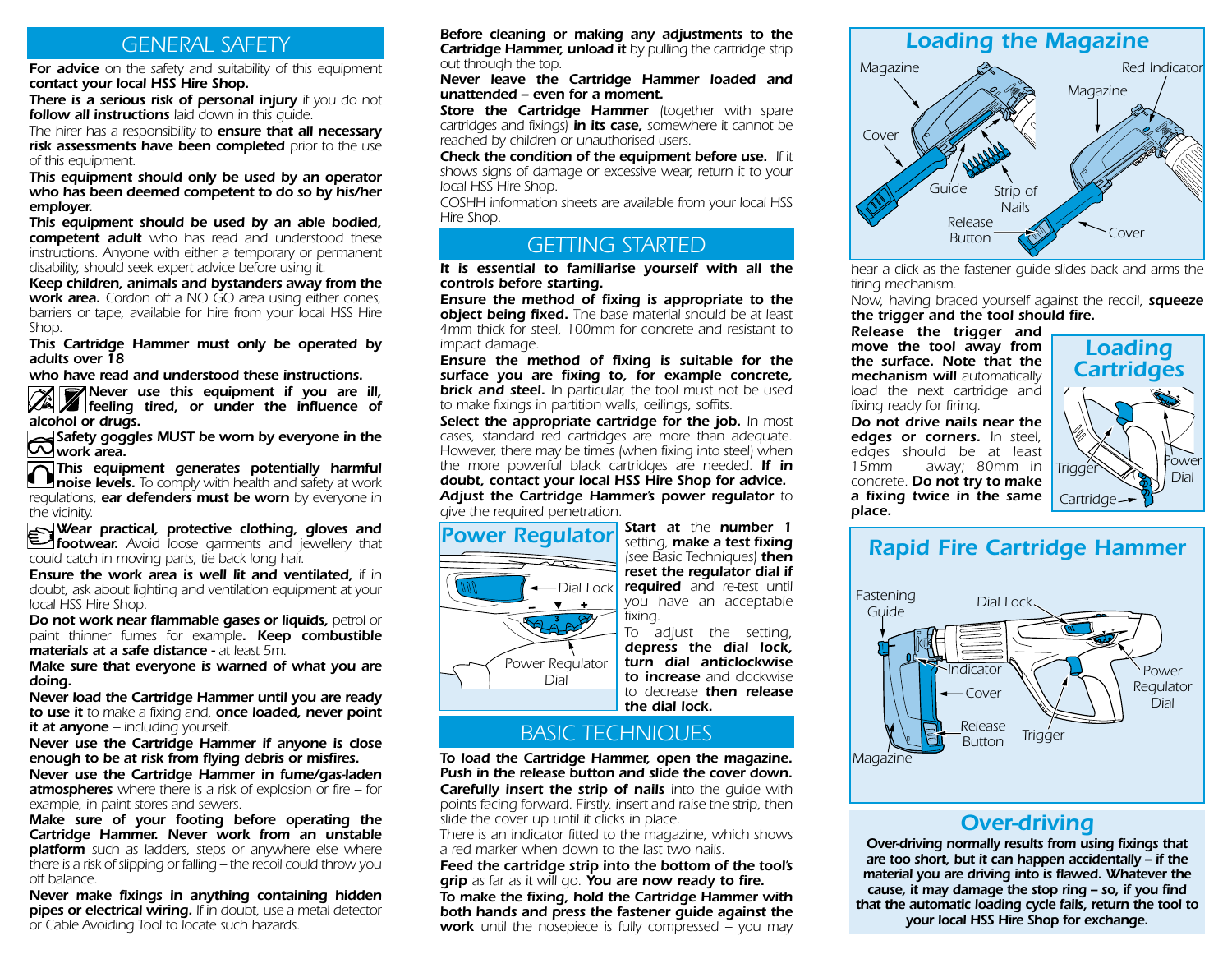## GENERAL SAFETY

**For advice** on the safety and suitability of this equipment **contact your local HSS Hire Shop.**

**There is a serious risk of personal injury** if you do not **follow all instructions** laid down in this guide.

The hirer has a responsibility to **ensure that all necessary risk assessments have been completed** prior to the use of this equipment.

**This equipment should only be used by an operator who has been deemed competent to do so by his/her employer.**

**This equipment should be used by an able bodied, competent adult** who has read and understood these instructions. Anyone with either a temporary or permanent disability, should seek expert advice before using it.

**Keep children, animals and bystanders away from the work area.** Cordon off a NO GO area using either cones, barriers or tape, available for hire from your local HSS Hire Shop.

**This Cartridge Hammer must only be operated by adults over 18 who have read and understood these instructions.**

**Never use this equipment if you are ill, feeling tired, or under the influence of alcohol or drugs.**

**Safety goggles MUST be worn by everyone in the work area.**

**This equipment generates potentially harmful noise levels.** To comply with health and safety at work regulations, **ear defenders must be worn** by everyone in the vicinity.

**Wear practical, protective clothing, gloves and footwear.** Avoid loose garments and jewellery that could catch in moving parts, tie back long hair.

**Ensure the work area is well lit and ventilated,** if in doubt, ask about lighting and ventilation equipment at your local HSS Hire Shop.

**Do not work near flammable gases or liquids,** petrol or paint thinner fumes for example**. Keep combustible materials at a safe distance -** at least 5m.

**Make sure that everyone is warned of what you are doing.**

**Never load the Cartridge Hammer until you are ready to use it** to make a fixing and, **once loaded, never point it at anyone** – including yourself.

**Never use the Cartridge Hammer if anyone is close enough to be at risk from flying debris or misfires.**

**Never use the Cartridge Hammer in fume/gas-laden atmospheres** where there is a risk of explosion or fire – for example, in paint stores and sewers.

**Make sure of your footing before operating the Cartridge Hammer. Never work from an unstable platform** such as ladders, steps or anywhere else where there is a risk of slipping or falling – the recoil could throw you off balance.

**Never make fixings in anything containing hidden pipes or electrical wiring.** If in doubt, use a metal detector or Cable Avoiding Tool to locate such hazards.

**Before cleaning or making any adjustments to the Cartridge Hammer, unload it** by pulling the cartridge strip out through the top.

**Never leave the Cartridge Hammer loaded and unattended – even for a moment.**

**Store the Cartridge Hammer** (together with spare cartridges and fixings) **in its case,** somewhere it cannot be reached by children or unauthorised users.

**Check the condition of the equipment before use.** If it shows signs of damage or excessive wear, return it to your local HSS Hire Shop.

COSHH information sheets are available from your local HSS Hire Shop.

## GETTING STARTED

**It is essential to familiarise yourself with all the controls before starting.**

**Ensure the method of fixing is appropriate to the object being fixed.** The base material should be at least 4mm thick for steel, 100mm for concrete and resistant to impact damage.

**Ensure the method of fixing is suitable for the surface you are fixing to, for example concrete, brick and steel.** In particular, the tool must not be used to make fixings in partition walls, ceilings, soffits.

**Select the appropriate cartridge for the job.** In most cases, standard red cartridges are more than adequate. However, there may be times (when fixing into steel) when the more powerful black cartridges are needed. **If in doubt, contact your local HSS Hire Shop for advice.**

**Adjust the Cartridge Hammer's power regulator** to give the required penetration.

### Power Regulator

Dial Lock
Power Regulator Dial

**Start at** the **number 1** setting, **make a test fixing** (see Basic Techniques) **then reset the regulator dial if required** and re-test until you have an acceptable fixing.

To adjust the setting, **depress the dial lock, turn dial anticlockwise to increase** and clockwise to decrease **then release the dial lock.**

## BASIC TECHNIQUES

**To load the Cartridge Hammer, open the magazine. Push in the release button and slide the cover down.**

**Carefully insert the strip of nails** into the guide with points facing forward. Firstly, insert and raise the strip, then slide the cover up until it clicks in place.

There is an indicator fitted to the magazine, which shows a red marker when down to the last two nails.

**Feed the cartridge strip into the bottom of the tool's grip** as far as it will go. **You are now ready to fire.**

**To make the fixing, hold the Cartridge Hammer with both hands and press the fastener guide against the work** until the nosepiece is fully compressed – you may hear a click as the fastener guide slides back and arms the firing mechanism.

Now, having braced yourself against the recoil, **squeeze the trigger and the tool should fire.**

**Release the trigger and move the tool away from the surface. Note that the mechanism will** automatically load the next cartridge and fixing ready for firing.

**Do not drive nails near the edges or corners.** In steel, edges should be at least 15mm away; 80mm in concrete. **Do not try to make a fixing twice in the same place.**

### Loading the Magazine

Magazine
Cover
Guide
Strip of Nails
Release Button
Red Indicator
Magazine
Cover

### Loading Cartridges

Trigger
Power Dial
Cartridge

### Rapid Fire Cartridge Hammer

Fastening Guide
Dial Lock
Indicator
Cover
Release Button
Trigger
Power Regulator Dial
Magazine

### Over-driving

**Over-driving normally results from using fixings that are too short, but it can happen accidentally – if the material you are driving into is flawed. Whatever the cause, it may damage the stop ring – so, if you find that the automatic loading cycle fails, return the tool to your local HSS Hire Shop for exchange.**